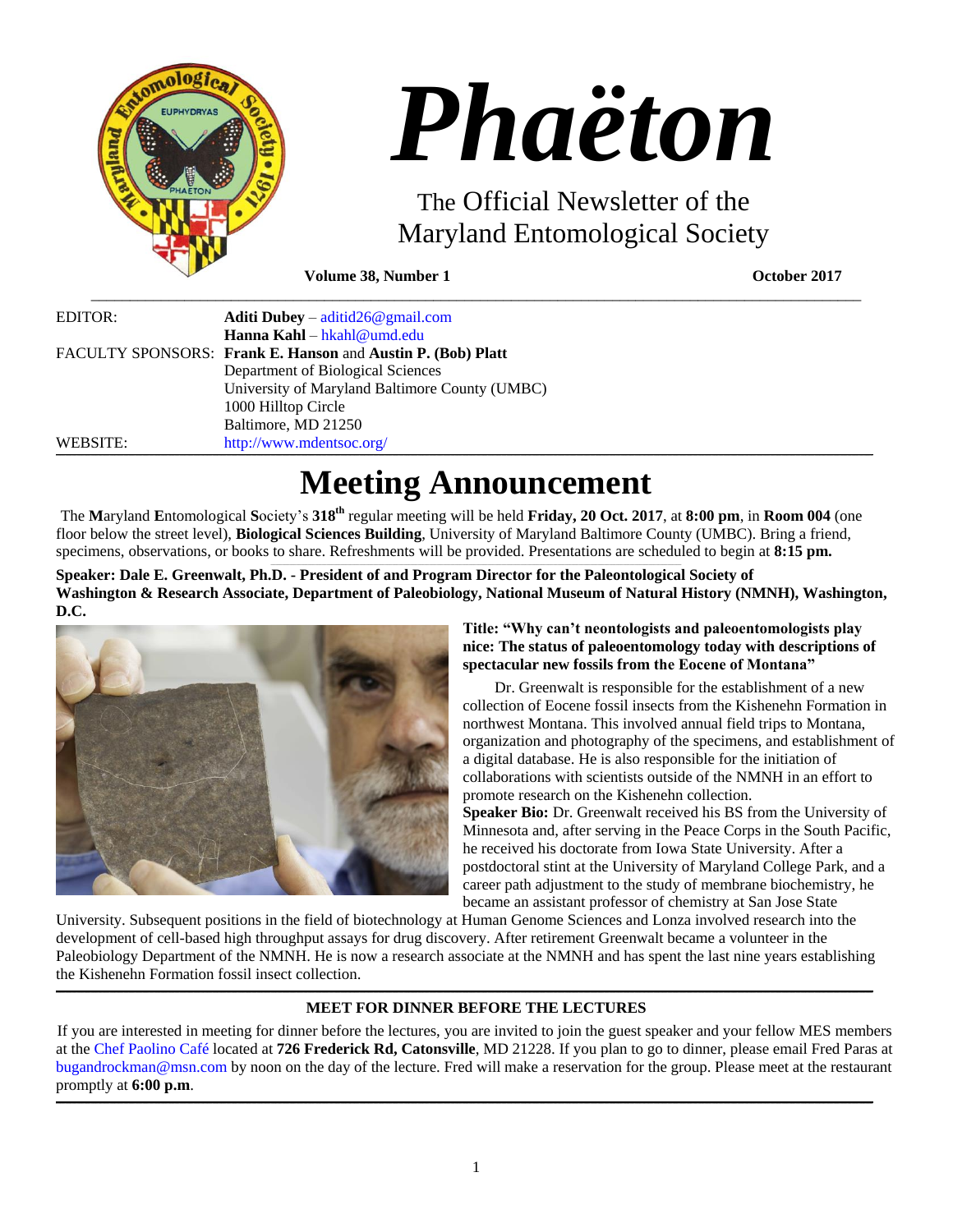# Phaëton

The Official Newsletter of the Maryland Entomological Society

**Volume 38, Number 1** **October 2017**

| | |
|---|---|
| EDITOR: | **Aditi Dubey** – aditid26@gmail.com |
| | **Hanna Kahl** – hkahl@umd.edu |
| FACULTY SPONSORS: | **Frank E. Hanson** and **Austin P. (Bob) Platt** |
| | Department of Biological Sciences |
| | University of Maryland Baltimore County (UMBC) |
| | 1000 Hilltop Circle |
| | Baltimore, MD 21250 |
| WEBSITE: | http://www.mdentsoc.org/ |

# Meeting Announcement

The **M**aryland **E**ntomological **S**ociety's **318th** regular meeting will be held **Friday, 20 Oct. 2017**, at **8:00 pm**, in **Room 004** (one floor below the street level), **Biological Sciences Building**, University of Maryland Baltimore County (UMBC). Bring a friend, specimens, observations, or books to share. Refreshments will be provided. Presentations are scheduled to begin at **8:15 pm.**

**Speaker: Dale E. Greenwalt, Ph.D. - President of and Program Director for the Paleontological Society of Washington & Research Associate, Department of Paleobiology, National Museum of Natural History (NMNH), Washington, D.C.**

**Title: "Why can't neontologists and paleoentomologists play nice: The status of paleoentomology today with descriptions of spectacular new fossils from the Eocene of Montana"**

Dr. Greenwalt is responsible for the establishment of a new collection of Eocene fossil insects from the Kishenehn Formation in northwest Montana. This involved annual field trips to Montana, organization and photography of the specimens, and establishment of a digital database. He is also responsible for the initiation of collaborations with scientists outside of the NMNH in an effort to promote research on the Kishenehn collection.

**Speaker Bio:** Dr. Greenwalt received his BS from the University of Minnesota and, after serving in the Peace Corps in the South Pacific, he received his doctorate from Iowa State University. After a postdoctoral stint at the University of Maryland College Park, and a career path adjustment to the study of membrane biochemistry, he became an assistant professor of chemistry at San Jose State University. Subsequent positions in the field of biotechnology at Human Genome Sciences and Lonza involved research into the development of cell-based high throughput assays for drug discovery. After retirement Greenwalt became a volunteer in the Paleobiology Department of the NMNH. He is now a research associate at the NMNH and has spent the last nine years establishing the Kishenehn Formation fossil insect collection.

### MEET FOR DINNER BEFORE THE LECTURES

If you are interested in meeting for dinner before the lectures, you are invited to join the guest speaker and your fellow MES members at the Chef Paolino Café located at **726 Frederick Rd, Catonsville**, MD 21228. If you plan to go to dinner, please email Fred Paras at bugandrockman@msn.com by noon on the day of the lecture. Fred will make a reservation for the group. Please meet at the restaurant promptly at **6:00 p.m**.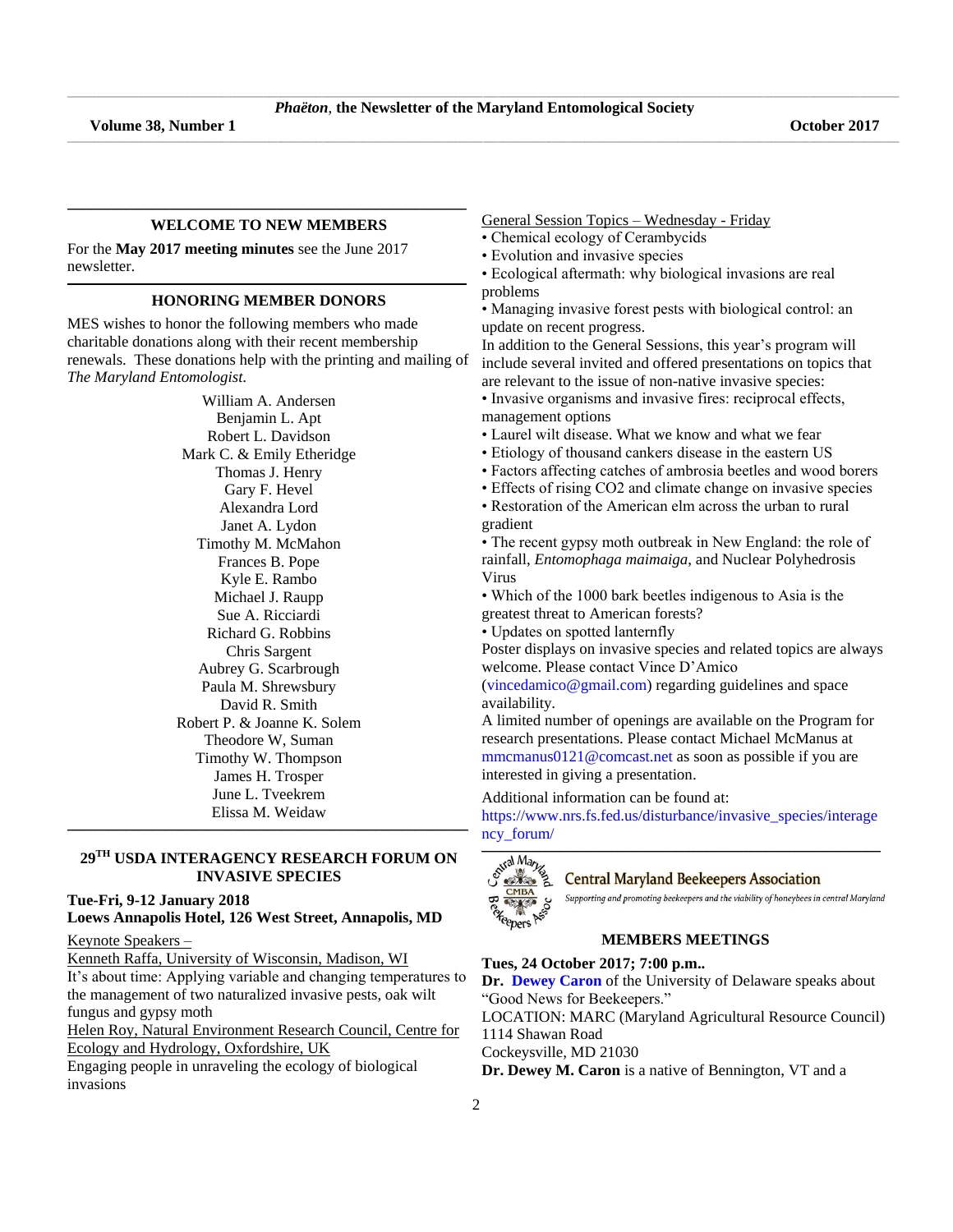## WELCOME TO NEW MEMBERS

For the **May 2017 meeting minutes** see the June 2017 newsletter.

## HONORING MEMBER DONORS

MES wishes to honor the following members who made charitable donations along with their recent membership renewals. These donations help with the printing and mailing of *The Maryland Entomologist.*

William A. Andersen
Benjamin L. Apt
Robert L. Davidson
Mark C. & Emily Etheridge
Thomas J. Henry
Gary F. Hevel
Alexandra Lord
Janet A. Lydon
Timothy M. McMahon
Frances B. Pope
Kyle E. Rambo
Michael J. Raupp
Sue A. Ricciardi
Richard G. Robbins
Chris Sargent
Aubrey G. Scarbrough
Paula M. Shrewsbury
David R. Smith
Robert P. & Joanne K. Solem
Theodore W, Suman
Timothy W. Thompson
James H. Trosper
June L. Tveekrem
Elissa M. Weidaw

## 29TH USDA INTERAGENCY RESEARCH FORUM ON INVASIVE SPECIES

**Tue-Fri, 9-12 January 2018**
**Loews Annapolis Hotel, 126 West Street, Annapolis, MD**

Keynote Speakers –

Kenneth Raffa, University of Wisconsin, Madison, WI

It's about time: Applying variable and changing temperatures to the management of two naturalized invasive pests, oak wilt fungus and gypsy moth

Helen Roy, Natural Environment Research Council, Centre for Ecology and Hydrology, Oxfordshire, UK

Engaging people in unraveling the ecology of biological invasions

General Session Topics – Wednesday - Friday

- Chemical ecology of Cerambycids
- Evolution and invasive species
- Ecological aftermath: why biological invasions are real problems
- Managing invasive forest pests with biological control: an update on recent progress.

In addition to the General Sessions, this year's program will include several invited and offered presentations on topics that are relevant to the issue of non-native invasive species:

- Invasive organisms and invasive fires: reciprocal effects, management options
- Laurel wilt disease. What we know and what we fear
- Etiology of thousand cankers disease in the eastern US
- Factors affecting catches of ambrosia beetles and wood borers
- Effects of rising CO2 and climate change on invasive species
- Restoration of the American elm across the urban to rural gradient
- The recent gypsy moth outbreak in New England: the role of rainfall, *Entomophaga maimaiga*, and Nuclear Polyhedrosis Virus
- Which of the 1000 bark beetles indigenous to Asia is the greatest threat to American forests?
- Updates on spotted lanternfly

Poster displays on invasive species and related topics are always welcome. Please contact Vince D'Amico (vincedamico@gmail.com) regarding guidelines and space availability.

A limited number of openings are available on the Program for research presentations. Please contact Michael McManus at mmcmanus0121@comcast.net as soon as possible if you are interested in giving a presentation.

Additional information can be found at:
https://www.nrs.fs.fed.us/disturbance/invasive_species/interagency_forum/

**Central Maryland Beekeepers Association**

*Supporting and promoting beekeepers and the viability of honeybees in central Maryland*

## MEMBERS MEETINGS

**Tues, 24 October 2017; 7:00 p.m..**

**Dr. Dewey Caron** of the University of Delaware speaks about "Good News for Beekeepers."

LOCATION: MARC (Maryland Agricultural Resource Council)
1114 Shawan Road
Cockeysville, MD 21030

**Dr. Dewey M. Caron** is a native of Bennington, VT and a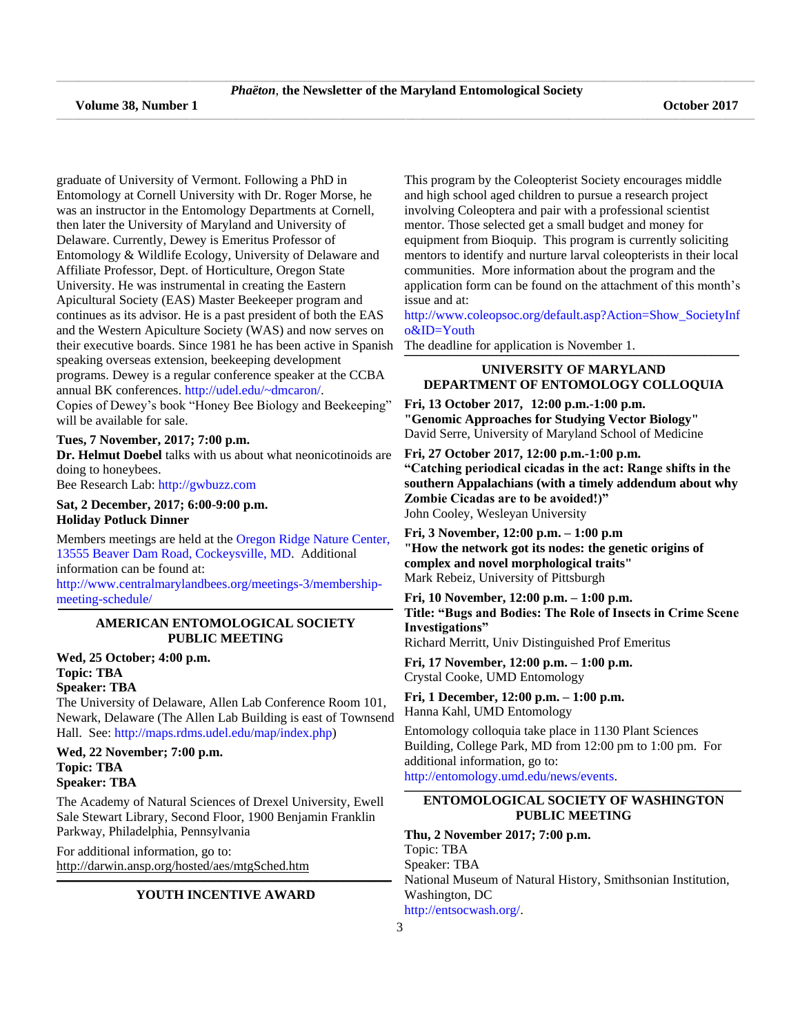graduate of University of Vermont. Following a PhD in Entomology at Cornell University with Dr. Roger Morse, he was an instructor in the Entomology Departments at Cornell, then later the University of Maryland and University of Delaware. Currently, Dewey is Emeritus Professor of Entomology & Wildlife Ecology, University of Delaware and Affiliate Professor, Dept. of Horticulture, Oregon State University. He was instrumental in creating the Eastern Apicultural Society (EAS) Master Beekeeper program and continues as its advisor. He is a past president of both the EAS and the Western Apiculture Society (WAS) and now serves on their executive boards. Since 1981 he has been active in Spanish speaking overseas extension, beekeeping development programs. Dewey is a regular conference speaker at the CCBA annual BK conferences. http://udel.edu/~dmcaron/.

Copies of Dewey's book "Honey Bee Biology and Beekeeping" will be available for sale.

**Tues, 7 November, 2017; 7:00 p.m.**
**Dr. Helmut Doebel** talks with us about what neonicotinoids are doing to honeybees.
Bee Research Lab: http://gwbuzz.com

**Sat, 2 December, 2017; 6:00-9:00 p.m.**
**Holiday Potluck Dinner**

Members meetings are held at the Oregon Ridge Nature Center, 13555 Beaver Dam Road, Cockeysville, MD. Additional information can be found at:
http://www.centralmarylandbees.org/meetings-3/membership-meeting-schedule/

---

## AMERICAN ENTOMOLOGICAL SOCIETY PUBLIC MEETING

**Wed, 25 October; 4:00 p.m.**
**Topic: TBA**
**Speaker: TBA**
The University of Delaware, Allen Lab Conference Room 101, Newark, Delaware (The Allen Lab Building is east of Townsend Hall. See: http://maps.rdms.udel.edu/map/index.php)

**Wed, 22 November; 7:00 p.m.**
**Topic: TBA**
**Speaker: TBA**

The Academy of Natural Sciences of Drexel University, Ewell Sale Stewart Library, Second Floor, 1900 Benjamin Franklin Parkway, Philadelphia, Pennsylvania

For additional information, go to:
http://darwin.ansp.org/hosted/aes/mtgSched.htm

---

## YOUTH INCENTIVE AWARD

This program by the Coleopterist Society encourages middle and high school aged children to pursue a research project involving Coleoptera and pair with a professional scientist mentor. Those selected get a small budget and money for equipment from Bioquip. This program is currently soliciting mentors to identify and nurture larval coleopterists in their local communities. More information about the program and the application form can be found on the attachment of this month's issue and at:
http://www.coleopsoc.org/default.asp?Action=Show_SocietyInfo&ID=Youth
The deadline for application is November 1.

---

## UNIVERSITY OF MARYLAND DEPARTMENT OF ENTOMOLOGY COLLOQUIA

**Fri, 13 October 2017, 12:00 p.m.-1:00 p.m.**
**"Genomic Approaches for Studying Vector Biology"**
David Serre, University of Maryland School of Medicine

**Fri, 27 October 2017, 12:00 p.m.-1:00 p.m.**
**"Catching periodical cicadas in the act: Range shifts in the southern Appalachians (with a timely addendum about why Zombie Cicadas are to be avoided!)"**
John Cooley, Wesleyan University

**Fri, 3 November, 12:00 p.m. – 1:00 p.m**
**"How the network got its nodes: the genetic origins of complex and novel morphological traits"**
Mark Rebeiz, University of Pittsburgh

**Fri, 10 November, 12:00 p.m. – 1:00 p.m.**
**Title: "Bugs and Bodies: The Role of Insects in Crime Scene Investigations"**
Richard Merritt, Univ Distinguished Prof Emeritus

**Fri, 17 November, 12:00 p.m. – 1:00 p.m.**
Crystal Cooke, UMD Entomology

**Fri, 1 December, 12:00 p.m. – 1:00 p.m.**
Hanna Kahl, UMD Entomology

Entomology colloquia take place in 1130 Plant Sciences Building, College Park, MD from 12:00 pm to 1:00 pm. For additional information, go to:
http://entomology.umd.edu/news/events.

---

## ENTOMOLOGICAL SOCIETY OF WASHINGTON PUBLIC MEETING

**Thu, 2 November 2017; 7:00 p.m.**
Topic: TBA
Speaker: TBA
National Museum of Natural History, Smithsonian Institution, Washington, DC
http://entsocwash.org/.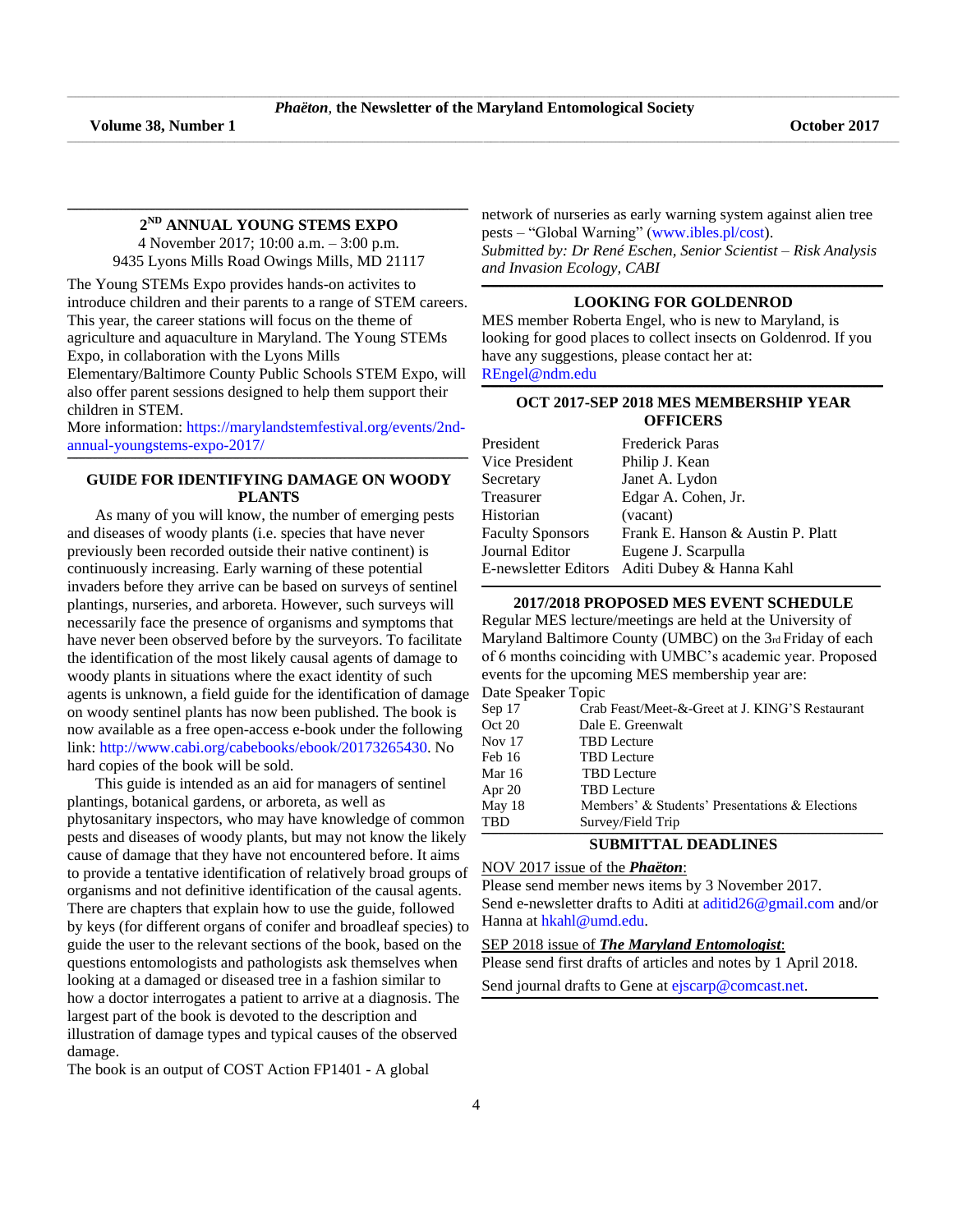## 2ND ANNUAL YOUNG STEMS EXPO

4 November 2017; 10:00 a.m. – 3:00 p.m.
9435 Lyons Mills Road Owings Mills, MD 21117

The Young STEMs Expo provides hands-on activites to introduce children and their parents to a range of STEM careers. This year, the career stations will focus on the theme of agriculture and aquaculture in Maryland. The Young STEMs Expo, in collaboration with the Lyons Mills Elementary/Baltimore County Public Schools STEM Expo, will also offer parent sessions designed to help them support their children in STEM.

More information: https://marylandstemfestival.org/events/2nd-annual-youngstems-expo-2017/

## GUIDE FOR IDENTIFYING DAMAGE ON WOODY PLANTS

As many of you will know, the number of emerging pests and diseases of woody plants (i.e. species that have never previously been recorded outside their native continent) is continuously increasing. Early warning of these potential invaders before they arrive can be based on surveys of sentinel plantings, nurseries, and arboreta. However, such surveys will necessarily face the presence of organisms and symptoms that have never been observed before by the surveyors. To facilitate the identification of the most likely causal agents of damage to woody plants in situations where the exact identity of such agents is unknown, a field guide for the identification of damage on woody sentinel plants has now been published. The book is now available as a free open-access e-book under the following link: http://www.cabi.org/cabebooks/ebook/20173265430. No hard copies of the book will be sold.

This guide is intended as an aid for managers of sentinel plantings, botanical gardens, or arboreta, as well as phytosanitary inspectors, who may have knowledge of common pests and diseases of woody plants, but may not know the likely cause of damage that they have not encountered before. It aims to provide a tentative identification of relatively broad groups of organisms and not definitive identification of the causal agents. There are chapters that explain how to use the guide, followed by keys (for different organs of conifer and broadleaf species) to guide the user to the relevant sections of the book, based on the questions entomologists and pathologists ask themselves when looking at a damaged or diseased tree in a fashion similar to how a doctor interrogates a patient to arrive at a diagnosis. The largest part of the book is devoted to the description and illustration of damage types and typical causes of the observed damage.

The book is an output of COST Action FP1401 - A global network of nurseries as early warning system against alien tree pests – "Global Warning" (www.ibles.pl/cost).

*Submitted by: Dr René Eschen, Senior Scientist – Risk Analysis and Invasion Ecology, CABI*

## LOOKING FOR GOLDENROD

MES member Roberta Engel, who is new to Maryland, is looking for good places to collect insects on Goldenrod. If you have any suggestions, please contact her at: REngel@ndm.edu

## OCT 2017-SEP 2018 MES MEMBERSHIP YEAR OFFICERS

| | |
|---|---|
| President | Frederick Paras |
| Vice President | Philip J. Kean |
| Secretary | Janet A. Lydon |
| Treasurer | Edgar A. Cohen, Jr. |
| Historian | (vacant) |
| Faculty Sponsors | Frank E. Hanson & Austin P. Platt |
| Journal Editor | Eugene J. Scarpulla |
| E-newsletter Editors | Aditi Dubey & Hanna Kahl |

## 2017/2018 PROPOSED MES EVENT SCHEDULE

Regular MES lecture/meetings are held at the University of Maryland Baltimore County (UMBC) on the 3rd Friday of each of 6 months coinciding with UMBC's academic year. Proposed events for the upcoming MES membership year are:

| Date | Speaker Topic |
|---|---|
| Sep 17 | Crab Feast/Meet-&-Greet at J. KING'S Restaurant |
| Oct 20 | Dale E. Greenwalt |
| Nov 17 | TBD Lecture |
| Feb 16 | TBD Lecture |
| Mar 16 | TBD Lecture |
| Apr 20 | TBD Lecture |
| May 18 | Members' & Students' Presentations & Elections |
| TBD | Survey/Field Trip |

## SUBMITTAL DEADLINES

NOV 2017 issue of the ***Phaëton***:
Please send member news items by 3 November 2017.
Send e-newsletter drafts to Aditi at aditid26@gmail.com and/or Hanna at hkahl@umd.edu.

SEP 2018 issue of ***The Maryland Entomologist***:
Please send first drafts of articles and notes by 1 April 2018.

Send journal drafts to Gene at ejscarp@comcast.net.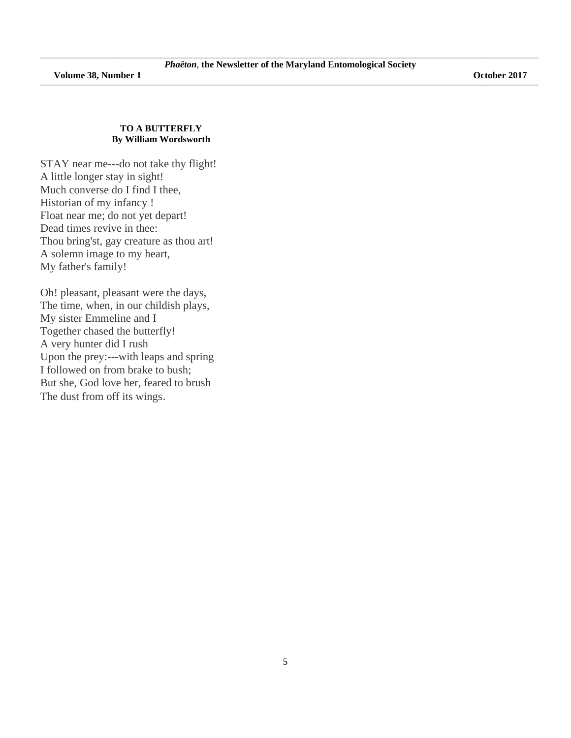**TO A BUTTERFLY**
**By William Wordsworth**

STAY near me---do not take thy flight!
A little longer stay in sight!
Much converse do I find I thee,
Historian of my infancy !
Float near me; do not yet depart!
Dead times revive in thee:
Thou bring'st, gay creature as thou art!
A solemn image to my heart,
My father's family!

Oh! pleasant, pleasant were the days,
The time, when, in our childish plays,
My sister Emmeline and I
Together chased the butterfly!
A very hunter did I rush
Upon the prey:---with leaps and spring
I followed on from brake to bush;
But she, God love her, feared to brush
The dust from off its wings.